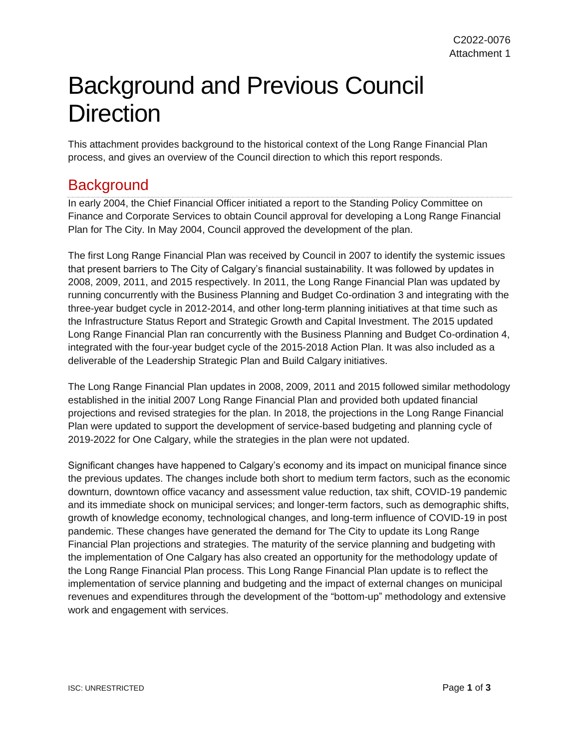C2022-0076
Attachment 1

# Background and Previous Council Direction

This attachment provides background to the historical context of the Long Range Financial Plan process, and gives an overview of the Council direction to which this report responds.

## Background

In early 2004, the Chief Financial Officer initiated a report to the Standing Policy Committee on Finance and Corporate Services to obtain Council approval for developing a Long Range Financial Plan for The City. In May 2004, Council approved the development of the plan.

The first Long Range Financial Plan was received by Council in 2007 to identify the systemic issues that present barriers to The City of Calgary's financial sustainability. It was followed by updates in 2008, 2009, 2011, and 2015 respectively. In 2011, the Long Range Financial Plan was updated by running concurrently with the Business Planning and Budget Co-ordination 3 and integrating with the three-year budget cycle in 2012-2014, and other long-term planning initiatives at that time such as the Infrastructure Status Report and Strategic Growth and Capital Investment. The 2015 updated Long Range Financial Plan ran concurrently with the Business Planning and Budget Co-ordination 4, integrated with the four-year budget cycle of the 2015-2018 Action Plan. It was also included as a deliverable of the Leadership Strategic Plan and Build Calgary initiatives.

The Long Range Financial Plan updates in 2008, 2009, 2011 and 2015 followed similar methodology established in the initial 2007 Long Range Financial Plan and provided both updated financial projections and revised strategies for the plan. In 2018, the projections in the Long Range Financial Plan were updated to support the development of service-based budgeting and planning cycle of 2019-2022 for One Calgary, while the strategies in the plan were not updated.

Significant changes have happened to Calgary's economy and its impact on municipal finance since the previous updates. The changes include both short to medium term factors, such as the economic downturn, downtown office vacancy and assessment value reduction, tax shift, COVID-19 pandemic and its immediate shock on municipal services; and longer-term factors, such as demographic shifts, growth of knowledge economy, technological changes, and long-term influence of COVID-19 in post pandemic. These changes have generated the demand for The City to update its Long Range Financial Plan projections and strategies. The maturity of the service planning and budgeting with the implementation of One Calgary has also created an opportunity for the methodology update of the Long Range Financial Plan process. This Long Range Financial Plan update is to reflect the implementation of service planning and budgeting and the impact of external changes on municipal revenues and expenditures through the development of the "bottom-up" methodology and extensive work and engagement with services.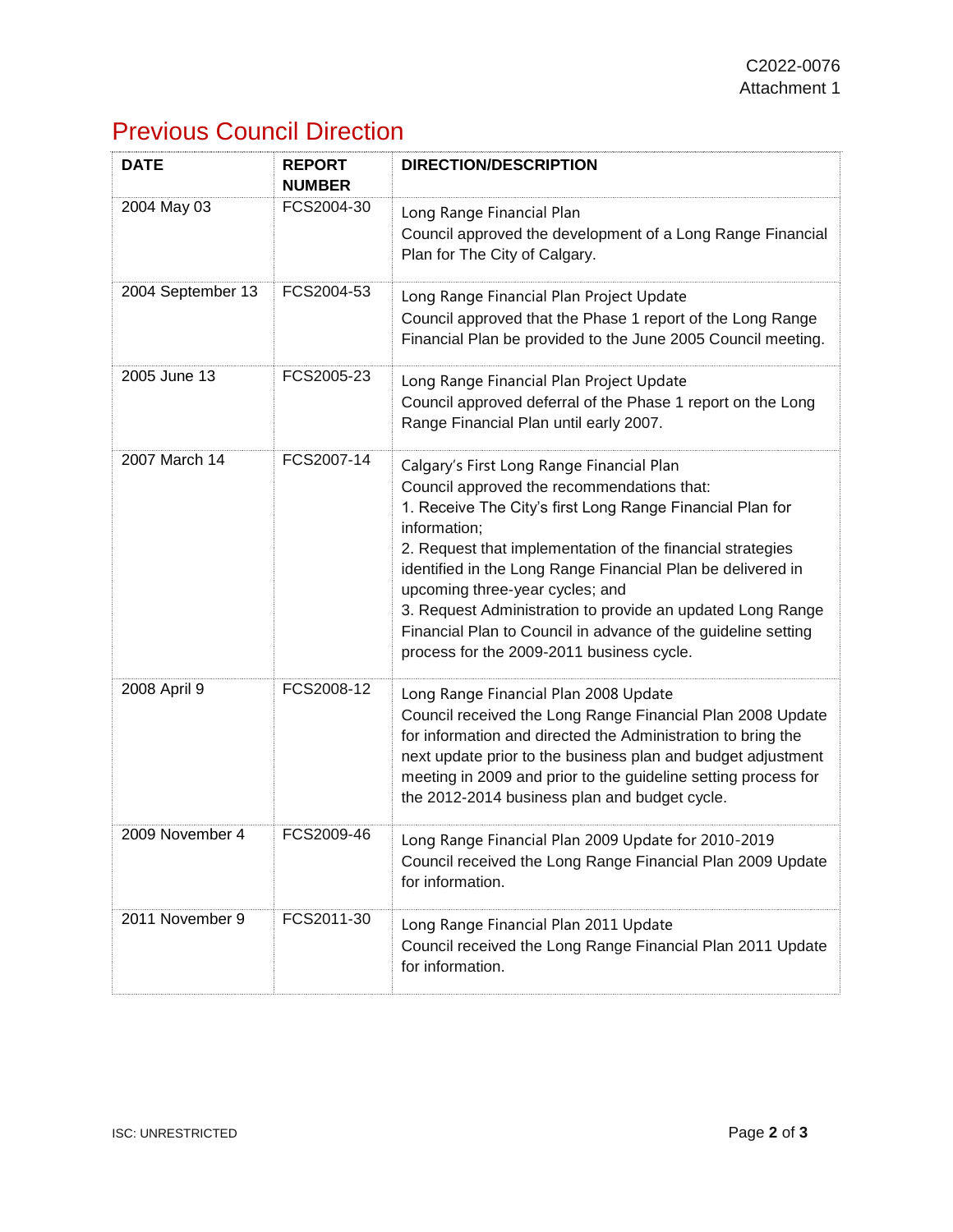# Previous Council Direction

| DATE | REPORT NUMBER | DIRECTION/DESCRIPTION |
|---|---|---|
| 2004 May 03 | FCS2004-30 | Long Range Financial Plan<br>Council approved the development of a Long Range Financial Plan for The City of Calgary. |
| 2004 September 13 | FCS2004-53 | Long Range Financial Plan Project Update<br>Council approved that the Phase 1 report of the Long Range Financial Plan be provided to the June 2005 Council meeting. |
| 2005 June 13 | FCS2005-23 | Long Range Financial Plan Project Update<br>Council approved deferral of the Phase 1 report on the Long Range Financial Plan until early 2007. |
| 2007 March 14 | FCS2007-14 | Calgary's First Long Range Financial Plan<br>Council approved the recommendations that:<br>1. Receive The City's first Long Range Financial Plan for information;<br>2. Request that implementation of the financial strategies identified in the Long Range Financial Plan be delivered in upcoming three-year cycles; and<br>3. Request Administration to provide an updated Long Range Financial Plan to Council in advance of the guideline setting process for the 2009-2011 business cycle. |
| 2008 April 9 | FCS2008-12 | Long Range Financial Plan 2008 Update<br>Council received the Long Range Financial Plan 2008 Update for information and directed the Administration to bring the next update prior to the business plan and budget adjustment meeting in 2009 and prior to the guideline setting process for the 2012-2014 business plan and budget cycle. |
| 2009 November 4 | FCS2009-46 | Long Range Financial Plan 2009 Update for 2010-2019<br>Council received the Long Range Financial Plan 2009 Update for information. |
| 2011 November 9 | FCS2011-30 | Long Range Financial Plan 2011 Update<br>Council received the Long Range Financial Plan 2011 Update for information. |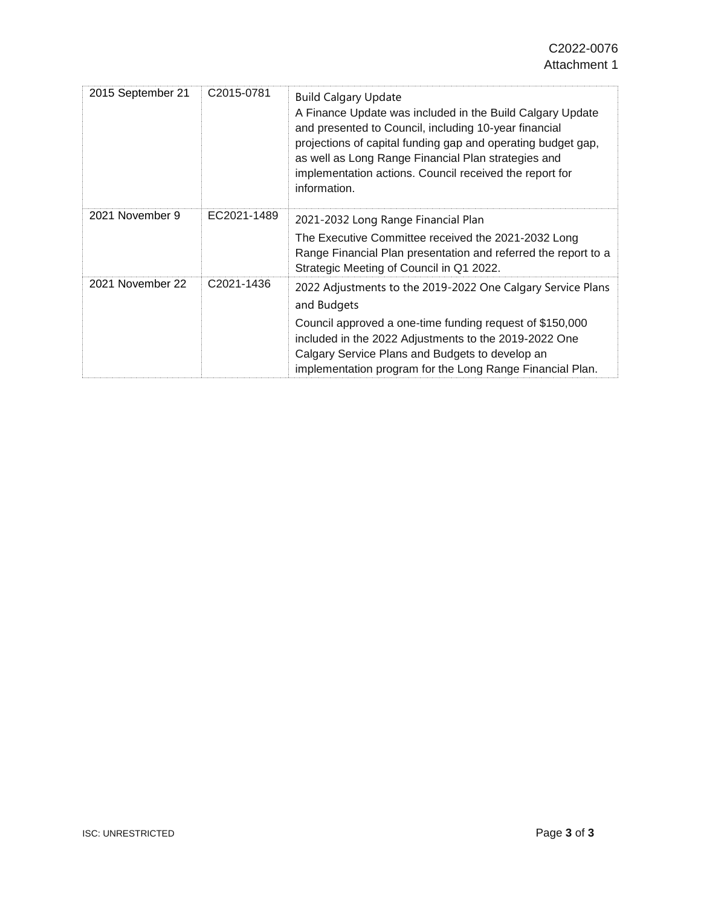| | | |
|---|---|---|
| 2015 September 21 | C2015-0781 | Build Calgary Update<br>A Finance Update was included in the Build Calgary Update and presented to Council, including 10-year financial projections of capital funding gap and operating budget gap, as well as Long Range Financial Plan strategies and implementation actions. Council received the report for information. |
| 2021 November 9 | EC2021-1489 | 2021-2032 Long Range Financial Plan<br>The Executive Committee received the 2021-2032 Long Range Financial Plan presentation and referred the report to a Strategic Meeting of Council in Q1 2022. |
| 2021 November 22 | C2021-1436 | 2022 Adjustments to the 2019-2022 One Calgary Service Plans and Budgets<br>Council approved a one-time funding request of $150,000 included in the 2022 Adjustments to the 2019-2022 One Calgary Service Plans and Budgets to develop an implementation program for the Long Range Financial Plan. |